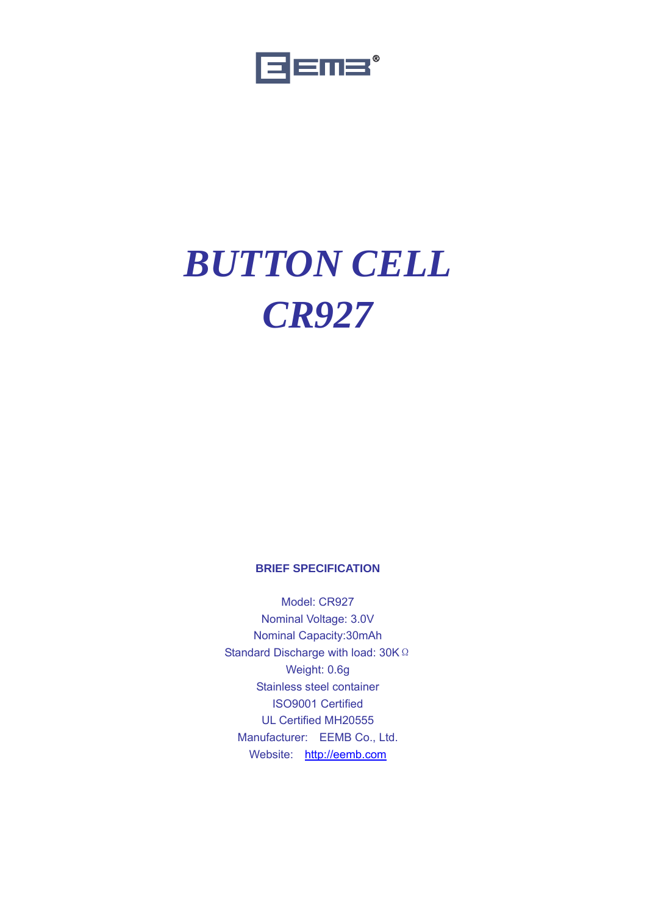EEMB®

# *BUTTON CELL*
# *CR927*

**BRIEF SPECIFICATION**

Model: CR927

Nominal Voltage: 3.0V

Nominal Capacity:30mAh

Standard Discharge with load: 30KΩ

Weight: 0.6g

Stainless steel container

ISO9001 Certified

UL Certified MH20555

Manufacturer: EEMB Co., Ltd.

Website: http://eemb.com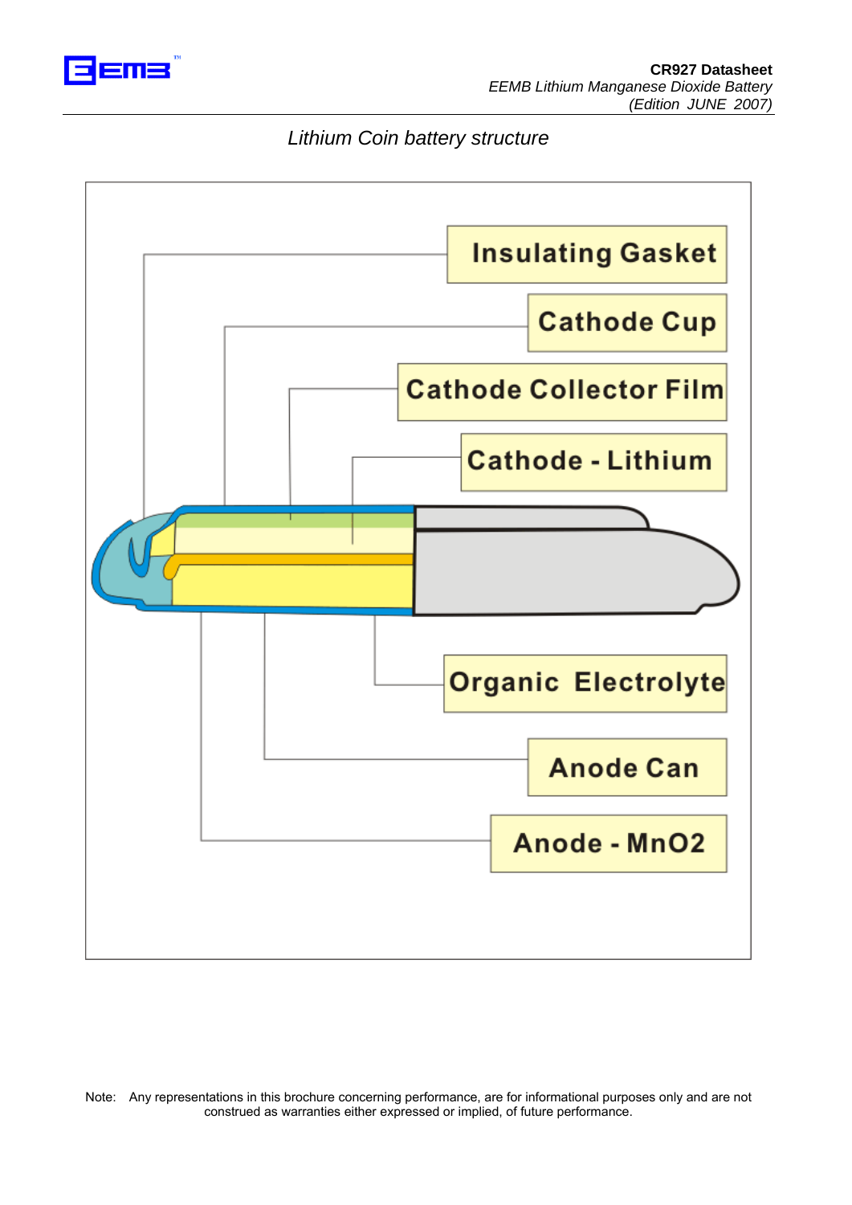*Lithium Coin battery structure*

Insulating Gasket

Cathode Cup

Cathode Collector Film

Cathode - Lithium

Organic Electrolyte

Anode Can

Anode - $MnO_2$

Note: Any representations in this brochure concerning performance, are for informational purposes only and are not construed as warranties either expressed or implied, of future performance.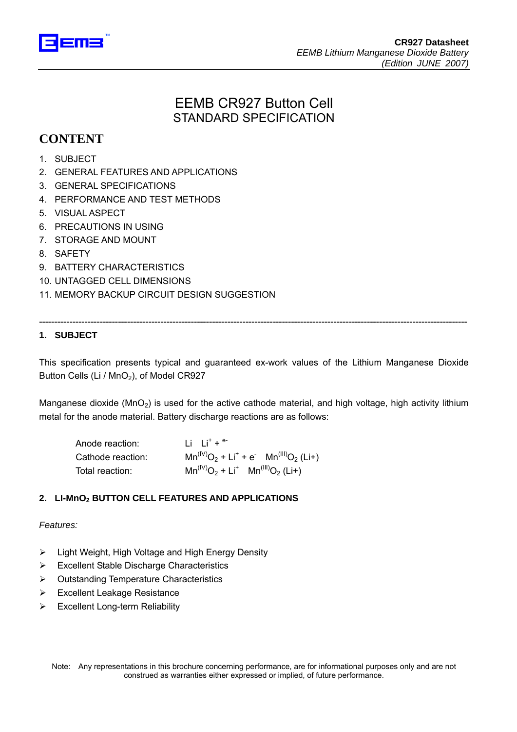# EEMB CR927 Button Cell
## STANDARD SPECIFICATION

## CONTENT

1. SUBJECT
2. GENERAL FEATURES AND APPLICATIONS
3. GENERAL SPECIFICATIONS
4. PERFORMANCE AND TEST METHODS
5. VISUAL ASPECT
6. PRECAUTIONS IN USING
7. STORAGE AND MOUNT
8. SAFETY
9. BATTERY CHARACTERISTICS
10. UNTAGGED CELL DIMENSIONS
11. MEMORY BACKUP CIRCUIT DESIGN SUGGESTION

---

### 1. SUBJECT

This specification presents typical and guaranteed ex-work values of the Lithium Manganese Dioxide Button Cells (Li / $MnO_2$), of Model CR927

Manganese dioxide ($MnO_2$) is used for the active cathode material, and high voltage, high activity lithium metal for the anode material. Battery discharge reactions are as follows:

| | |
|---|---|
| Anode reaction: | $Li \quad Li^+ + e^-$ |
| Cathode reaction: | $Mn^{(IV)}O_2 + Li^+ + e^- \quad Mn^{(III)}O_2 (Li+)$ |
| Total reaction: | $Mn^{(IV)}O_2 + Li^+ \quad Mn^{(III)}O_2 (Li+)$ |

### 2. LI-$MnO_2$ BUTTON CELL FEATURES AND APPLICATIONS

*Features:*

- Light Weight, High Voltage and High Energy Density
- Excellent Stable Discharge Characteristics
- Outstanding Temperature Characteristics
- Excellent Leakage Resistance
- Excellent Long-term Reliability

Note: Any representations in this brochure concerning performance, are for informational purposes only and are not construed as warranties either expressed or implied, of future performance.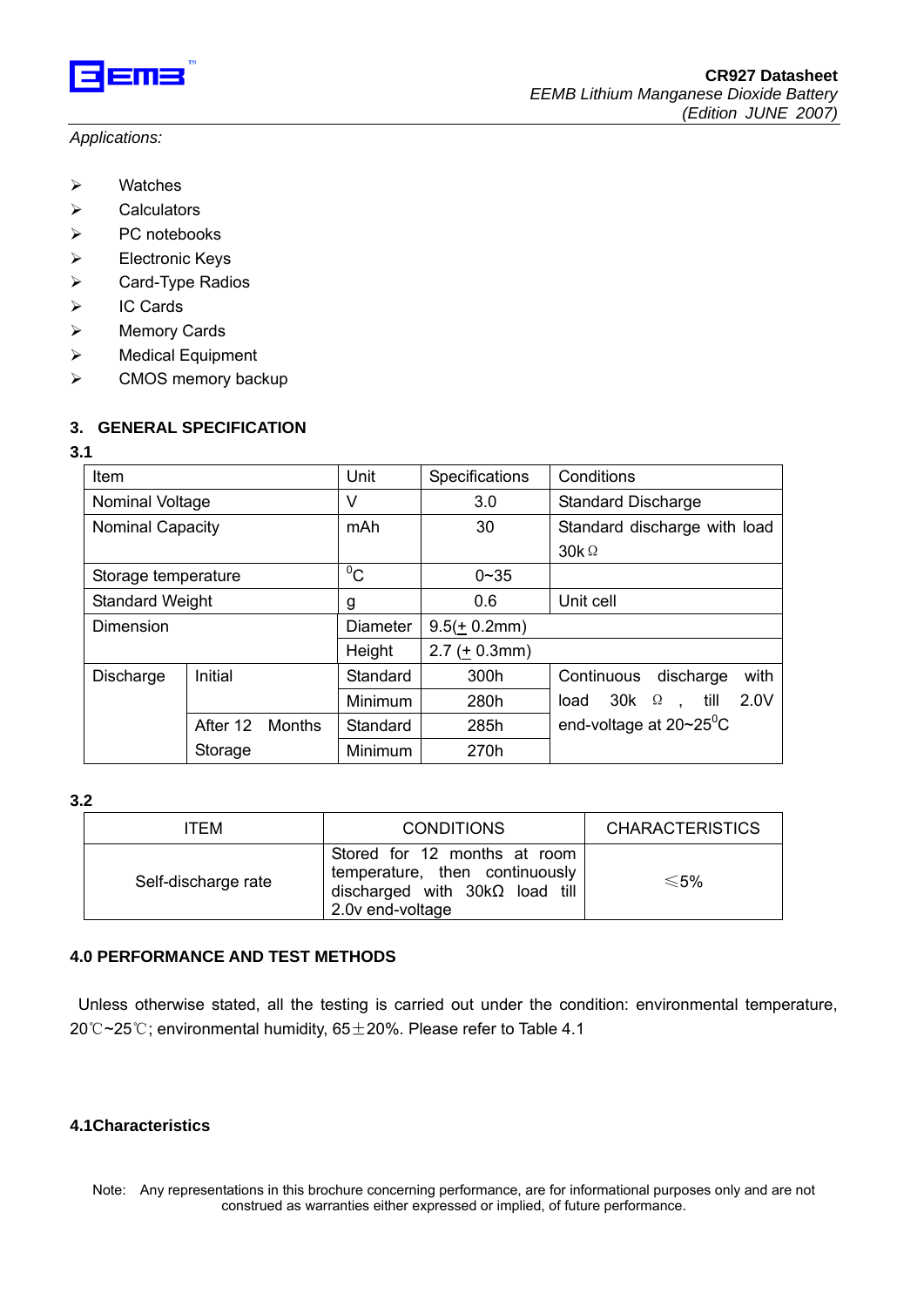*Applications:*

- Watches
- Calculators
- PC notebooks
- Electronic Keys
- Card-Type Radios
- IC Cards
- Memory Cards
- Medical Equipment
- CMOS memory backup

## 3. GENERAL SPECIFICATION

**3.1**

| Item | | Unit | Specifications | Conditions |
|---|---|---|---|---|
| Nominal Voltage | | V | 3.0 | Standard Discharge |
| Nominal Capacity | | mAh | 30 | Standard discharge with load 30kΩ |
| Storage temperature | | $^0$C | 0~35 | |
| Standard Weight | | g | 0.6 | Unit cell |
| Dimension | | Diameter | 9.5(± 0.2mm) | |
| | | Height | 2.7 (± 0.3mm) | |
| Discharge | Initial | Standard | 300h | Continuous discharge with load 30kΩ, till 2.0V end-voltage at 20~25$^0$C |
| | | Minimum | 280h | |
| | After 12 Months Storage | Standard | 285h | |
| | | Minimum | 270h | |

**3.2**

| ITEM | CONDITIONS | CHARACTERISTICS |
|---|---|---|
| Self-discharge rate | Stored for 12 months at room temperature, then continuously discharged with 30kΩ load till 2.0v end-voltage | ≤5% |

## 4.0 PERFORMANCE AND TEST METHODS

Unless otherwise stated, all the testing is carried out under the condition: environmental temperature, 20℃~25℃; environmental humidity, 65±20%. Please refer to Table 4.1

**4.1Characteristics**

Note: Any representations in this brochure concerning performance, are for informational purposes only and are not construed as warranties either expressed or implied, of future performance.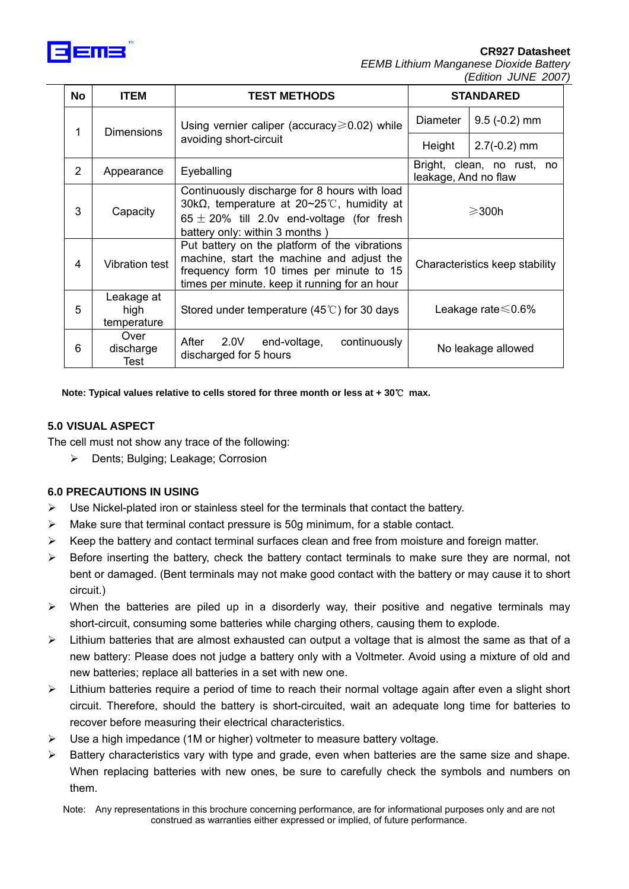| No | ITEM | TEST METHODS | STANDARED | |
|---|---|---|---|---|
| 1 | Dimensions | Using vernier caliper (accuracy≥0.02) while avoiding short-circuit | Diameter | 9.5 (-0.2) mm |
| | | | Height | 2.7(-0.2) mm |
| 2 | Appearance | Eyeballing | Bright, clean, no rust, no leakage, And no flaw | |
| 3 | Capacity | Continuously discharge for 8 hours with load 30kΩ, temperature at 20~25℃, humidity at 65 ± 20% till 2.0v end-voltage (for fresh battery only: within 3 months ) | ≥300h | |
| 4 | Vibration test | Put battery on the platform of the vibrations machine, start the machine and adjust the frequency form 10 times per minute to 15 times per minute. keep it running for an hour | Characteristics keep stability | |
| 5 | Leakage at high temperature | Stored under temperature (45℃) for 30 days | Leakage rate≤0.6% | |
| 6 | Over discharge Test | After 2.0V end-voltage, continuously discharged for 5 hours | No leakage allowed | |

**Note: Typical values relative to cells stored for three month or less at + 30℃ max.**

## 5.0 VISUAL ASPECT

The cell must not show any trace of the following:

- Dents; Bulging; Leakage; Corrosion

## 6.0 PRECAUTIONS IN USING

- Use Nickel-plated iron or stainless steel for the terminals that contact the battery.
- Make sure that terminal contact pressure is 50g minimum, for a stable contact.
- Keep the battery and contact terminal surfaces clean and free from moisture and foreign matter.
- Before inserting the battery, check the battery contact terminals to make sure they are normal, not bent or damaged. (Bent terminals may not make good contact with the battery or may cause it to short circuit.)
- When the batteries are piled up in a disorderly way, their positive and negative terminals may short-circuit, consuming some batteries while charging others, causing them to explode.
- Lithium batteries that are almost exhausted can output a voltage that is almost the same as that of a new battery: Please does not judge a battery only with a Voltmeter. Avoid using a mixture of old and new batteries; replace all batteries in a set with new one.
- Lithium batteries require a period of time to reach their normal voltage again after even a slight short circuit. Therefore, should the battery is short-circuited, wait an adequate long time for batteries to recover before measuring their electrical characteristics.
- Use a high impedance (1M or higher) voltmeter to measure battery voltage.
- Battery characteristics vary with type and grade, even when batteries are the same size and shape. When replacing batteries with new ones, be sure to carefully check the symbols and numbers on them.

Note: Any representations in this brochure concerning performance, are for informational purposes only and are not construed as warranties either expressed or implied, of future performance.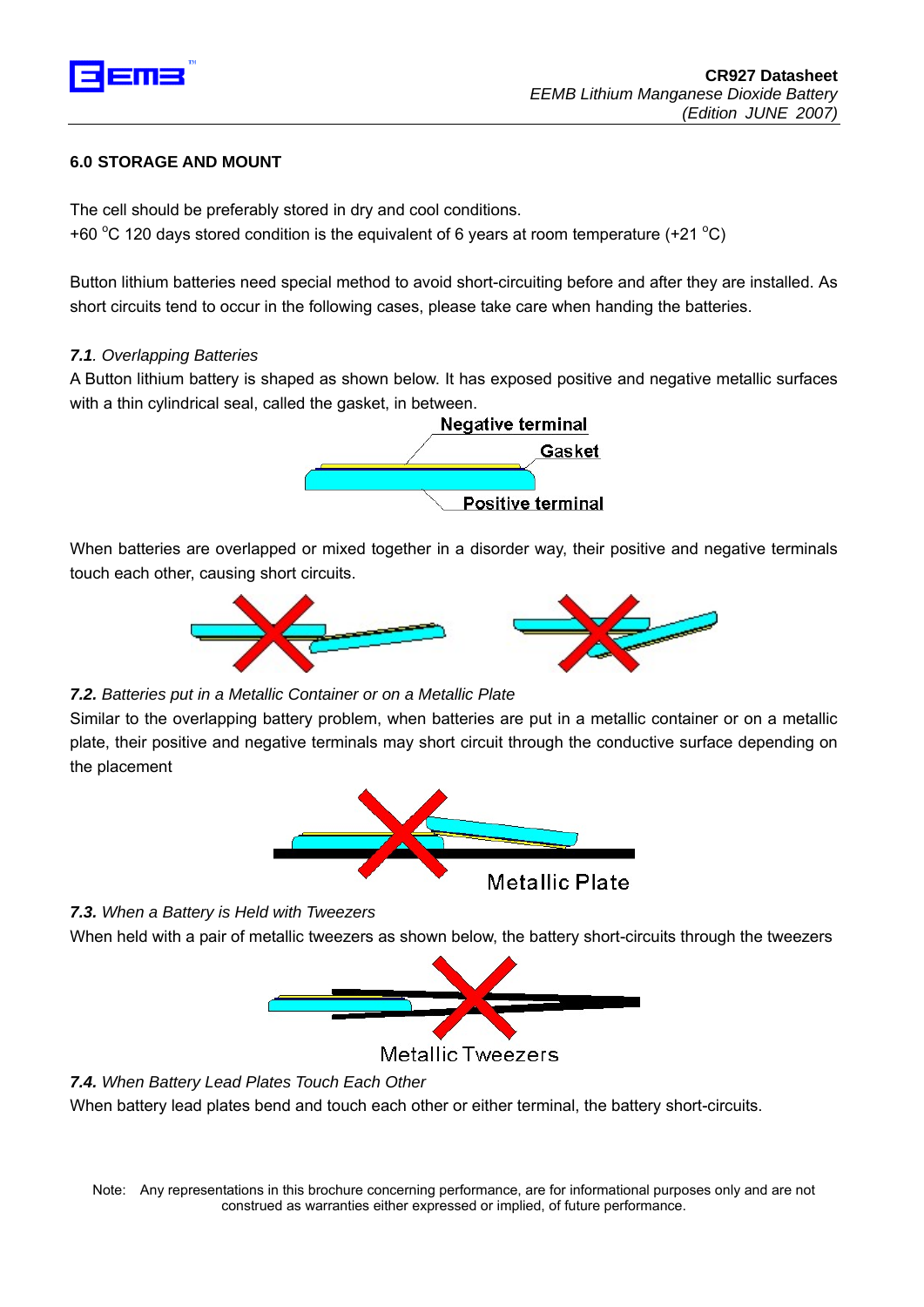## 6.0 STORAGE AND MOUNT

The cell should be preferably stored in dry and cool conditions.
+60 °C 120 days stored condition is the equivalent of 6 years at room temperature (+21 °C)

Button lithium batteries need special method to avoid short-circuiting before and after they are installed. As short circuits tend to occur in the following cases, please take care when handing the batteries.

***7.1**. Overlapping Batteries*

A Button lithium battery is shaped as shown below. It has exposed positive and negative metallic surfaces with a thin cylindrical seal, called the gasket, in between.

Negative terminal

Gasket

Positive terminal

When batteries are overlapped or mixed together in a disorder way, their positive and negative terminals touch each other, causing short circuits.

***7.2.** Batteries put in a Metallic Container or on a Metallic Plate*

Similar to the overlapping battery problem, when batteries are put in a metallic container or on a metallic plate, their positive and negative terminals may short circuit through the conductive surface depending on the placement

Metallic Plate

***7.3.** When a Battery is Held with Tweezers*

When held with a pair of metallic tweezers as shown below, the battery short-circuits through the tweezers

Metallic Tweezers

***7.4.** When Battery Lead Plates Touch Each Other*

When battery lead plates bend and touch each other or either terminal, the battery short-circuits.

Note: Any representations in this brochure concerning performance, are for informational purposes only and are not construed as warranties either expressed or implied, of future performance.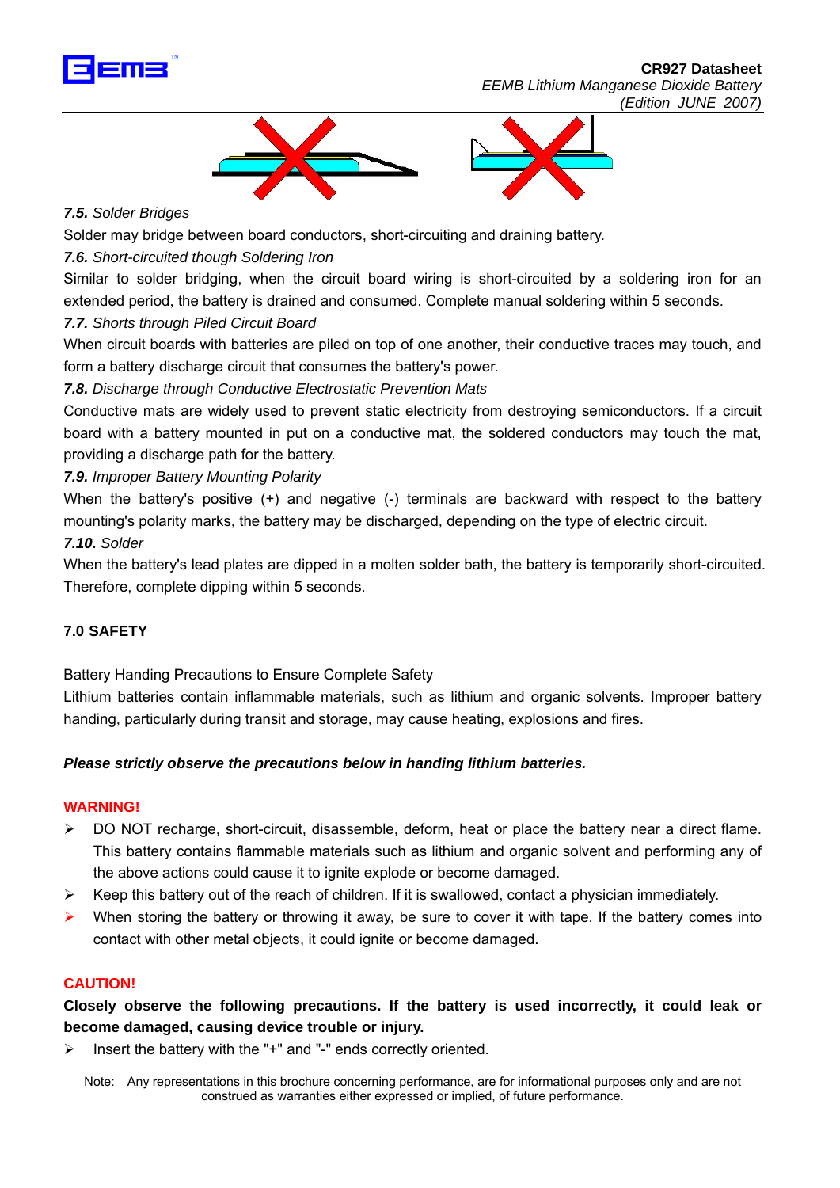*7.5. Solder Bridges*

Solder may bridge between board conductors, short-circuiting and draining battery.

*7.6. Short-circuited though Soldering Iron*

Similar to solder bridging, when the circuit board wiring is short-circuited by a soldering iron for an extended period, the battery is drained and consumed. Complete manual soldering within 5 seconds.

*7.7. Shorts through Piled Circuit Board*

When circuit boards with batteries are piled on top of one another, their conductive traces may touch, and form a battery discharge circuit that consumes the battery's power.

*7.8. Discharge through Conductive Electrostatic Prevention Mats*

Conductive mats are widely used to prevent static electricity from destroying semiconductors. If a circuit board with a battery mounted in put on a conductive mat, the soldered conductors may touch the mat, providing a discharge path for the battery.

*7.9. Improper Battery Mounting Polarity*

When the battery's positive (+) and negative (-) terminals are backward with respect to the battery mounting's polarity marks, the battery may be discharged, depending on the type of electric circuit.

*7.10. Solder*

When the battery's lead plates are dipped in a molten solder bath, the battery is temporarily short-circuited. Therefore, complete dipping within 5 seconds.

## 7.0 SAFETY

Battery Handing Precautions to Ensure Complete Safety

Lithium batteries contain inflammable materials, such as lithium and organic solvents. Improper battery handing, particularly during transit and storage, may cause heating, explosions and fires.

***Please strictly observe the precautions below in handing lithium batteries.***

**WARNING!**

- DO NOT recharge, short-circuit, disassemble, deform, heat or place the battery near a direct flame. This battery contains flammable materials such as lithium and organic solvent and performing any of the above actions could cause it to ignite explode or become damaged.
- Keep this battery out of the reach of children. If it is swallowed, contact a physician immediately.
- When storing the battery or throwing it away, be sure to cover it with tape. If the battery comes into contact with other metal objects, it could ignite or become damaged.

**CAUTION!**

**Closely observe the following precautions. If the battery is used incorrectly, it could leak or become damaged, causing device trouble or injury.**

- Insert the battery with the "+" and "-" ends correctly oriented.

Note: Any representations in this brochure concerning performance, are for informational purposes only and are not construed as warranties either expressed or implied, of future performance.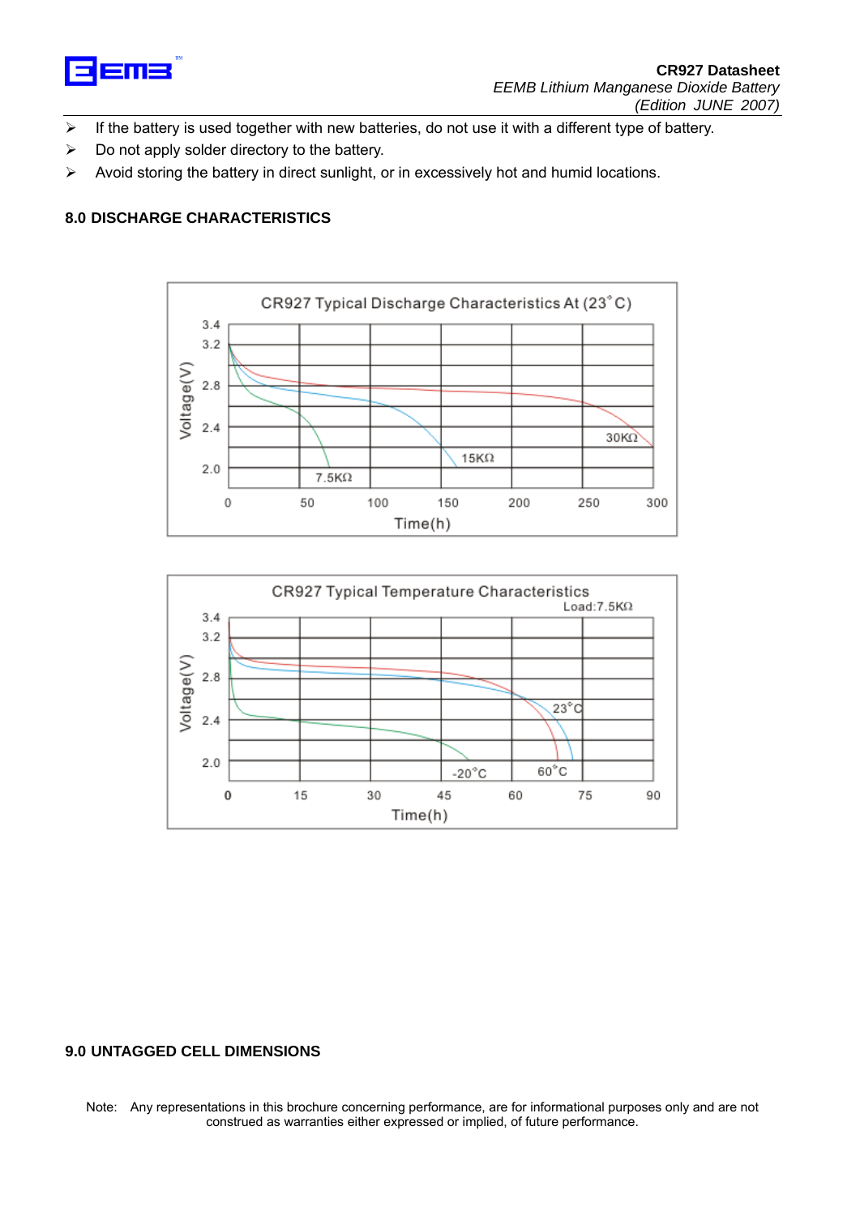- If the battery is used together with new batteries, do not use it with a different type of battery.
- Do not apply solder directory to the battery.
- Avoid storing the battery in direct sunlight, or in excessively hot and humid locations.

## 8.0 DISCHARGE CHARACTERISTICS

CR927 Typical Discharge Characteristics At (23°C)

CR927 Typical Temperature Characteristics

Load:7.5KΩ

## 9.0 UNTAGGED CELL DIMENSIONS

Note: Any representations in this brochure concerning performance, are for informational purposes only and are not construed as warranties either expressed or implied, of future performance.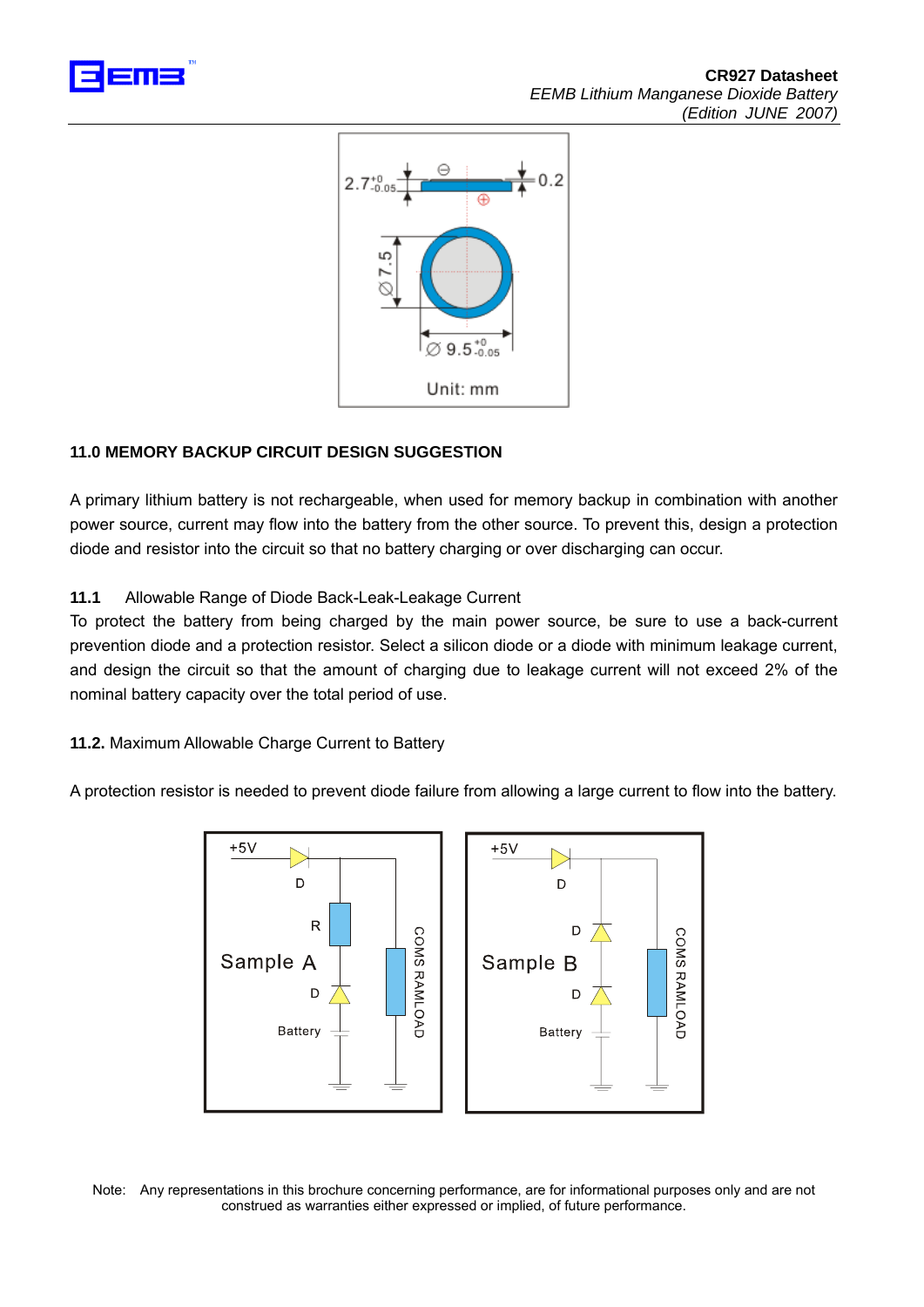2.7 $^{+0}_{-0.05}$

0.2

⊖

⊕

Ø 7.5

Ø 9.5 $^{+0}_{-0.05}$

Unit: mm

## 11.0 MEMORY BACKUP CIRCUIT DESIGN SUGGESTION

A primary lithium battery is not rechargeable, when used for memory backup in combination with another power source, current may flow into the battery from the other source. To prevent this, design a protection diode and resistor into the circuit so that no battery charging or over discharging can occur.

### 11.1 Allowable Range of Diode Back-Leak-Leakage Current

To protect the battery from being charged by the main power source, be sure to use a back-current prevention diode and a protection resistor. Select a silicon diode or a diode with minimum leakage current, and design the circuit so that the amount of charging due to leakage current will not exceed 2% of the nominal battery capacity over the total period of use.

### 11.2. Maximum Allowable Charge Current to Battery

A protection resistor is needed to prevent diode failure from allowing a large current to flow into the battery.

+5V
D
R
Sample A
D
Battery
COMS RAMLOAD

+5V
D
D
Sample B
D
Battery
COMS RAMLOAD

Note: Any representations in this brochure concerning performance, are for informational purposes only and are not construed as warranties either expressed or implied, of future performance.